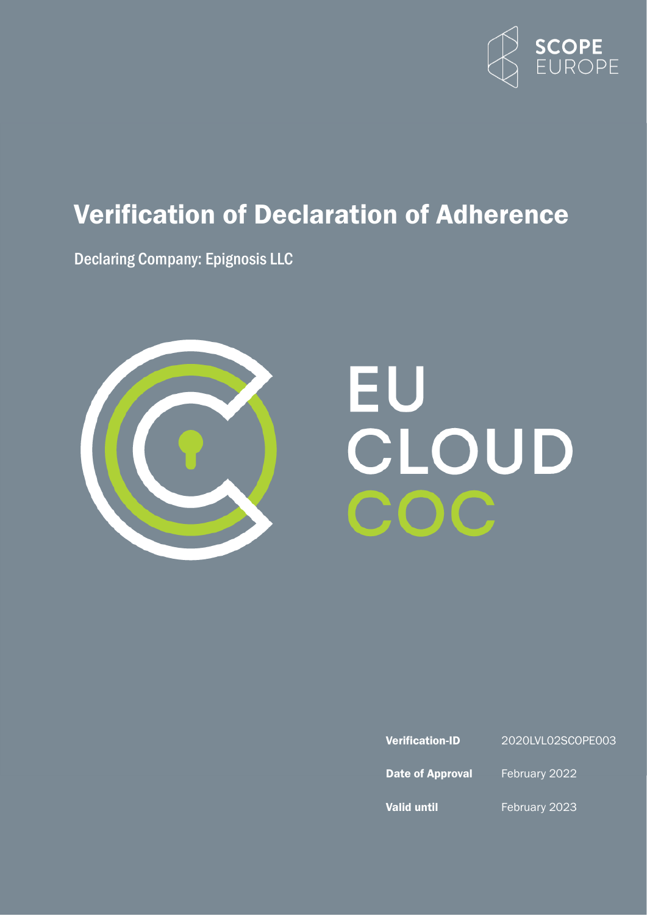SCOPE EUROPE

# Verification of Declaration of Adherence

Declaring Company: Epignosis LLC

EU CLOUD COC

| | |
|---|---|
| **Verification-ID** | 2020LVL02SCOPE003 |
| **Date of Approval** | February 2022 |
| **Valid until** | February 2023 |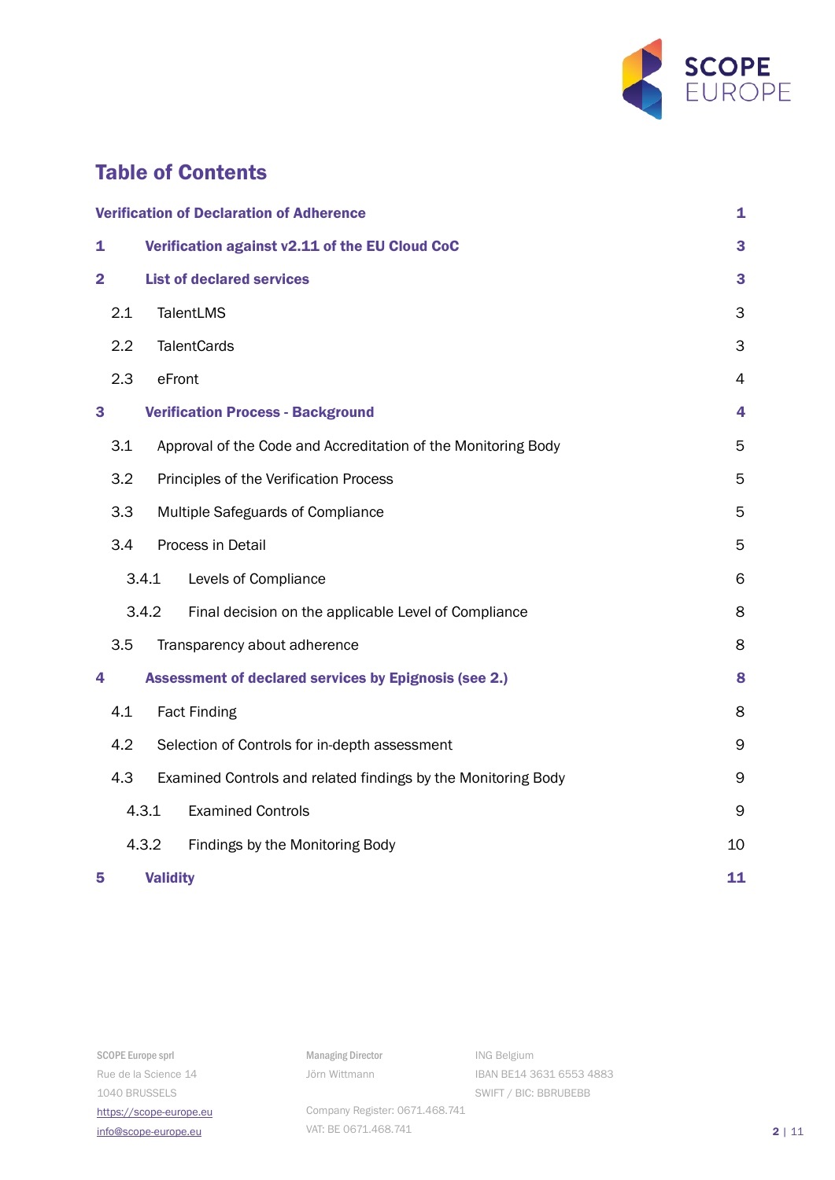# Table of Contents

| | | |
|---|---|---|
| **Verification of Declaration of Adherence** | | **1** |
| **1** | **Verification against v2.11 of the EU Cloud CoC** | **3** |
| **2** | **List of declared services** | **3** |
| 2.1 | TalentLMS | 3 |
| 2.2 | TalentCards | 3 |
| 2.3 | eFront | 4 |
| **3** | **Verification Process - Background** | **4** |
| 3.1 | Approval of the Code and Accreditation of the Monitoring Body | 5 |
| 3.2 | Principles of the Verification Process | 5 |
| 3.3 | Multiple Safeguards of Compliance | 5 |
| 3.4 | Process in Detail | 5 |
| 3.4.1 | Levels of Compliance | 6 |
| 3.4.2 | Final decision on the applicable Level of Compliance | 8 |
| 3.5 | Transparency about adherence | 8 |
| **4** | **Assessment of declared services by Epignosis (see 2.)** | **8** |
| 4.1 | Fact Finding | 8 |
| 4.2 | Selection of Controls for in-depth assessment | 9 |
| 4.3 | Examined Controls and related findings by the Monitoring Body | 9 |
| 4.3.1 | Examined Controls | 9 |
| 4.3.2 | Findings by the Monitoring Body | 10 |
| **5** | **Validity** | **11** |

SCOPE Europe sprl
Rue de la Science 14
1040 BRUSSELS
https://scope-europe.eu
info@scope-europe.eu

Managing Director
Jörn Wittmann

Company Register: 0671.468.741
VAT: BE 0671.468.741

ING Belgium
IBAN BE14 3631 6553 4883
SWIFT / BIC: BBRUBEBB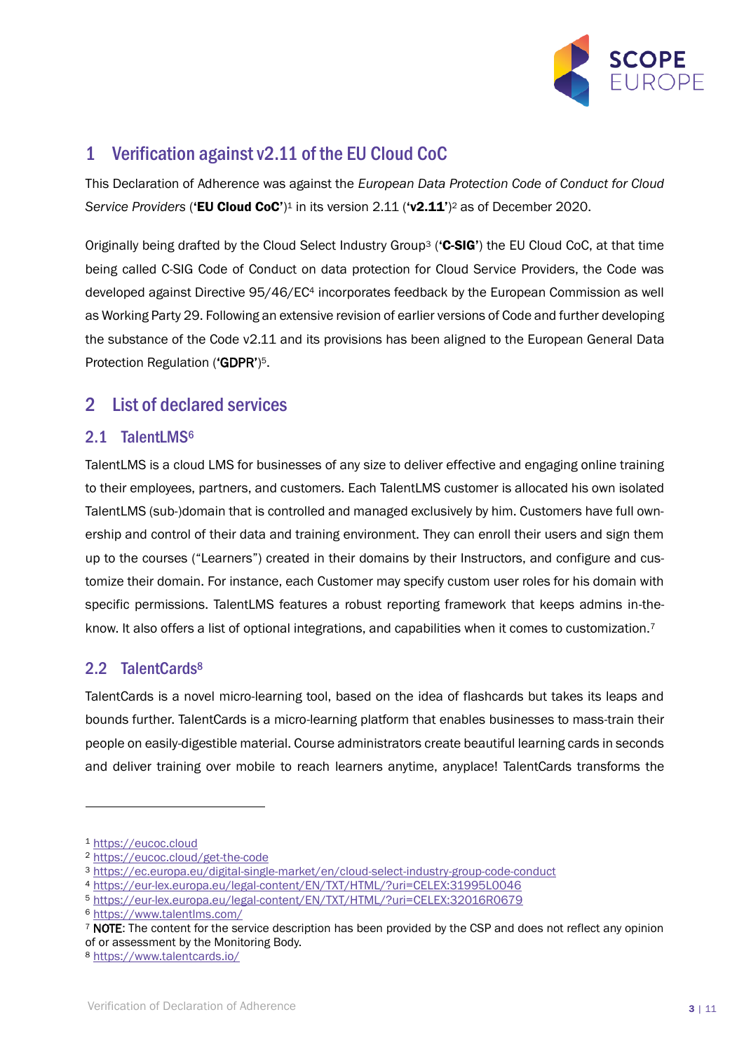# 1 Verification against v2.11 of the EU Cloud CoC

This Declaration of Adherence was against the *European Data Protection Code of Conduct for Cloud Service Providers* (**'EU Cloud CoC'**)[1] in its version 2.11 (**'v2.11'**)[2] as of December 2020.

Originally being drafted by the Cloud Select Industry Group[3] (**'C-SIG'**) the EU Cloud CoC, at that time being called C-SIG Code of Conduct on data protection for Cloud Service Providers, the Code was developed against Directive 95/46/EC[4] incorporates feedback by the European Commission as well as Working Party 29. Following an extensive revision of earlier versions of Code and further developing the substance of the Code v2.11 and its provisions has been aligned to the European General Data Protection Regulation (**'GDPR'**)[5].

# 2 List of declared services

## 2.1 TalentLMS[6]

TalentLMS is a cloud LMS for businesses of any size to deliver effective and engaging online training to their employees, partners, and customers. Each TalentLMS customer is allocated his own isolated TalentLMS (sub-)domain that is controlled and managed exclusively by him. Customers have full ownership and control of their data and training environment. They can enroll their users and sign them up to the courses ("Learners") created in their domains by their Instructors, and configure and customize their domain. For instance, each Customer may specify custom user roles for his domain with specific permissions. TalentLMS features a robust reporting framework that keeps admins in-the-know. It also offers a list of optional integrations, and capabilities when it comes to customization.[7]

## 2.2 TalentCards[8]

TalentCards is a novel micro-learning tool, based on the idea of flashcards but takes its leaps and bounds further. TalentCards is a micro-learning platform that enables businesses to mass-train their people on easily-digestible material. Course administrators create beautiful learning cards in seconds and deliver training over mobile to reach learners anytime, anyplace! TalentCards transforms the

---

[1] https://eucoc.cloud

[2] https://eucoc.cloud/get-the-code

[3] https://ec.europa.eu/digital-single-market/en/cloud-select-industry-group-code-conduct

[4] https://eur-lex.europa.eu/legal-content/EN/TXT/HTML/?uri=CELEX:31995L0046

[5] https://eur-lex.europa.eu/legal-content/EN/TXT/HTML/?uri=CELEX:32016R0679

[6] https://www.talentlms.com/

[7] **NOTE**: The content for the service description has been provided by the CSP and does not reflect any opinion of or assessment by the Monitoring Body.

[8] https://www.talentcards.io/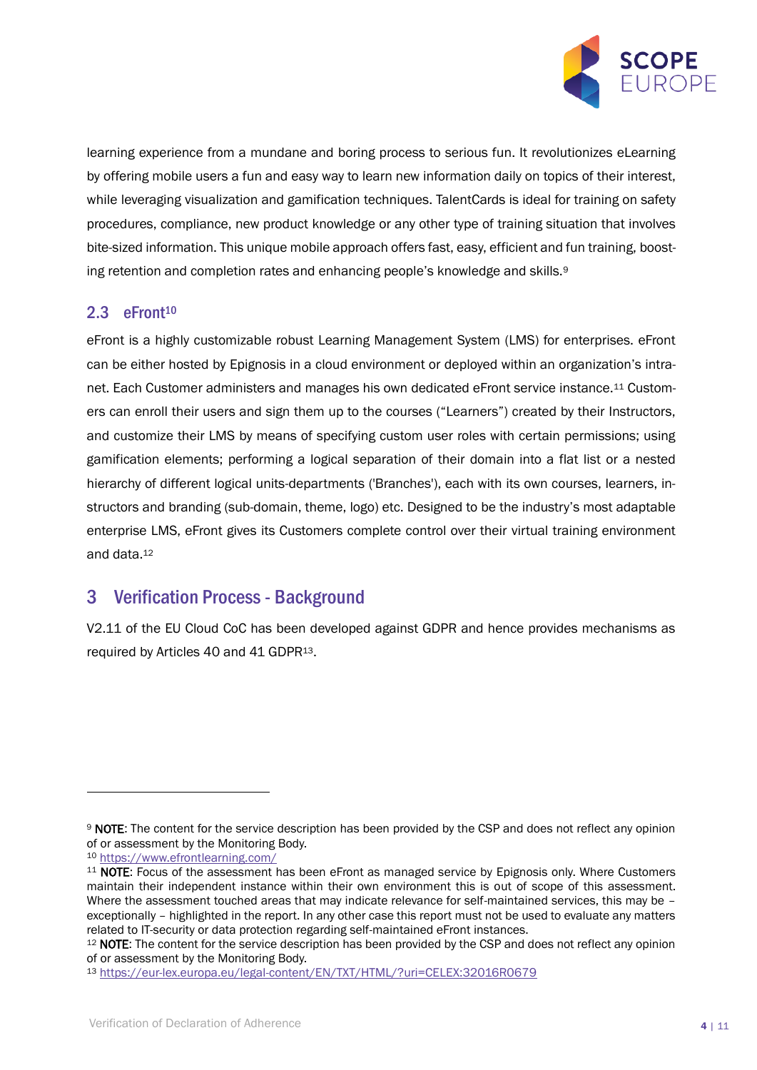learning experience from a mundane and boring process to serious fun. It revolutionizes eLearning by offering mobile users a fun and easy way to learn new information daily on topics of their interest, while leveraging visualization and gamification techniques. TalentCards is ideal for training on safety procedures, compliance, new product knowledge or any other type of training situation that involves bite-sized information. This unique mobile approach offers fast, easy, efficient and fun training, boosting retention and completion rates and enhancing people's knowledge and skills.[9]

### 2.3 eFront[10]

eFront is a highly customizable robust Learning Management System (LMS) for enterprises. eFront can be either hosted by Epignosis in a cloud environment or deployed within an organization's intranet. Each Customer administers and manages his own dedicated eFront service instance.[11] Customers can enroll their users and sign them up to the courses ("Learners") created by their Instructors, and customize their LMS by means of specifying custom user roles with certain permissions; using gamification elements; performing a logical separation of their domain into a flat list or a nested hierarchy of different logical units-departments ('Branches'), each with its own courses, learners, instructors and branding (sub-domain, theme, logo) etc. Designed to be the industry's most adaptable enterprise LMS, eFront gives its Customers complete control over their virtual training environment and data.[12]

## 3 Verification Process - Background

V2.11 of the EU Cloud CoC has been developed against GDPR and hence provides mechanisms as required by Articles 40 and 41 GDPR[13].

---

[9] **NOTE**: The content for the service description has been provided by the CSP and does not reflect any opinion of or assessment by the Monitoring Body.

[10] https://www.efrontlearning.com/

[11] **NOTE**: Focus of the assessment has been eFront as managed service by Epignosis only. Where Customers maintain their independent instance within their own environment this is out of scope of this assessment. Where the assessment touched areas that may indicate relevance for self-maintained services, this may be – exceptionally – highlighted in the report. In any other case this report must not be used to evaluate any matters related to IT-security or data protection regarding self-maintained eFront instances.

[12] **NOTE**: The content for the service description has been provided by the CSP and does not reflect any opinion of or assessment by the Monitoring Body.

[13] https://eur-lex.europa.eu/legal-content/EN/TXT/HTML/?uri=CELEX:32016R0679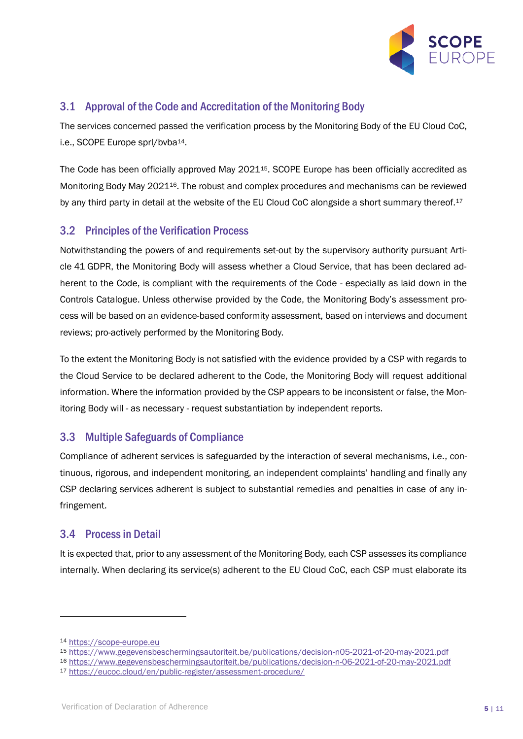## 3.1 Approval of the Code and Accreditation of the Monitoring Body

The services concerned passed the verification process by the Monitoring Body of the EU Cloud CoC, i.e., SCOPE Europe sprl/bvba[14].

The Code has been officially approved May 2021[15]. SCOPE Europe has been officially accredited as Monitoring Body May 2021[16]. The robust and complex procedures and mechanisms can be reviewed by any third party in detail at the website of the EU Cloud CoC alongside a short summary thereof.[17]

## 3.2 Principles of the Verification Process

Notwithstanding the powers of and requirements set-out by the supervisory authority pursuant Article 41 GDPR, the Monitoring Body will assess whether a Cloud Service, that has been declared adherent to the Code, is compliant with the requirements of the Code - especially as laid down in the Controls Catalogue. Unless otherwise provided by the Code, the Monitoring Body's assessment process will be based on an evidence-based conformity assessment, based on interviews and document reviews; pro-actively performed by the Monitoring Body.

To the extent the Monitoring Body is not satisfied with the evidence provided by a CSP with regards to the Cloud Service to be declared adherent to the Code, the Monitoring Body will request additional information. Where the information provided by the CSP appears to be inconsistent or false, the Monitoring Body will - as necessary - request substantiation by independent reports.

## 3.3 Multiple Safeguards of Compliance

Compliance of adherent services is safeguarded by the interaction of several mechanisms, i.e., continuous, rigorous, and independent monitoring, an independent complaints' handling and finally any CSP declaring services adherent is subject to substantial remedies and penalties in case of any infringement.

## 3.4 Process in Detail

It is expected that, prior to any assessment of the Monitoring Body, each CSP assesses its compliance internally. When declaring its service(s) adherent to the EU Cloud CoC, each CSP must elaborate its

---

[14] https://scope-europe.eu
[15] https://www.gegevensbeschermingsautoriteit.be/publications/decision-n05-2021-of-20-may-2021.pdf
[16] https://www.gegevensbeschermingsautoriteit.be/publications/decision-n-06-2021-of-20-may-2021.pdf
[17] https://eucoc.cloud/en/public-register/assessment-procedure/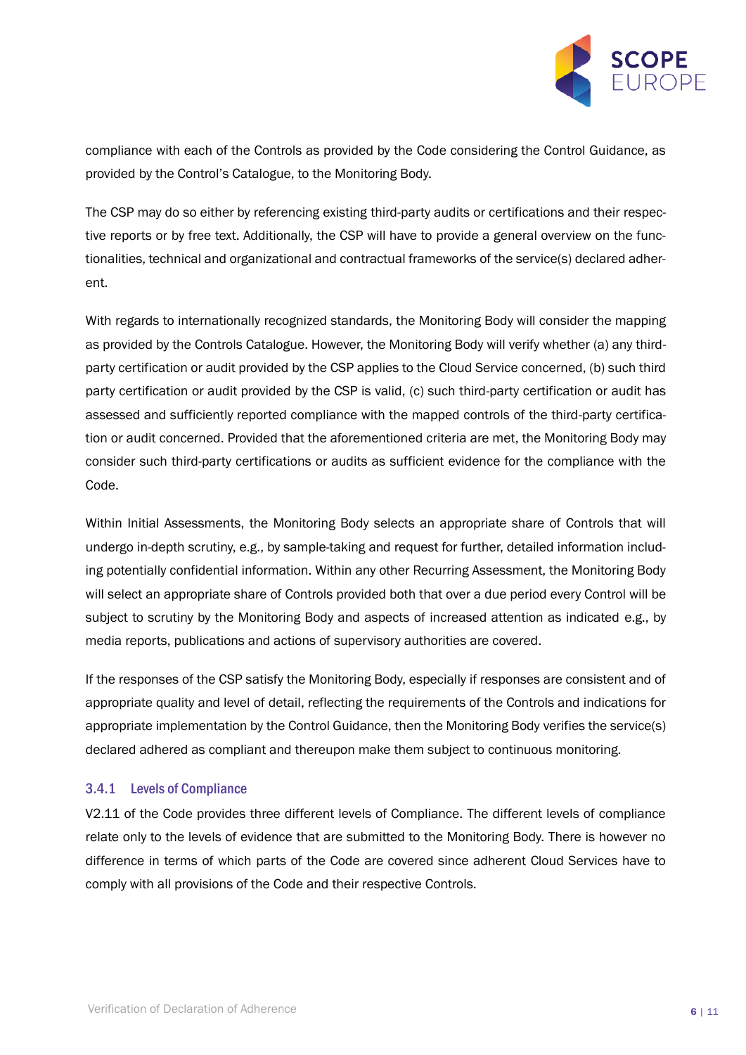compliance with each of the Controls as provided by the Code considering the Control Guidance, as provided by the Control's Catalogue, to the Monitoring Body.

The CSP may do so either by referencing existing third-party audits or certifications and their respective reports or by free text. Additionally, the CSP will have to provide a general overview on the functionalities, technical and organizational and contractual frameworks of the service(s) declared adherent.

With regards to internationally recognized standards, the Monitoring Body will consider the mapping as provided by the Controls Catalogue. However, the Monitoring Body will verify whether (a) any third-party certification or audit provided by the CSP applies to the Cloud Service concerned, (b) such third party certification or audit provided by the CSP is valid, (c) such third-party certification or audit has assessed and sufficiently reported compliance with the mapped controls of the third-party certification or audit concerned. Provided that the aforementioned criteria are met, the Monitoring Body may consider such third-party certifications or audits as sufficient evidence for the compliance with the Code.

Within Initial Assessments, the Monitoring Body selects an appropriate share of Controls that will undergo in-depth scrutiny, e.g., by sample-taking and request for further, detailed information including potentially confidential information. Within any other Recurring Assessment, the Monitoring Body will select an appropriate share of Controls provided both that over a due period every Control will be subject to scrutiny by the Monitoring Body and aspects of increased attention as indicated e.g., by media reports, publications and actions of supervisory authorities are covered.

If the responses of the CSP satisfy the Monitoring Body, especially if responses are consistent and of appropriate quality and level of detail, reflecting the requirements of the Controls and indications for appropriate implementation by the Control Guidance, then the Monitoring Body verifies the service(s) declared adhered as compliant and thereupon make them subject to continuous monitoring.

### 3.4.1 Levels of Compliance

V2.11 of the Code provides three different levels of Compliance. The different levels of compliance relate only to the levels of evidence that are submitted to the Monitoring Body. There is however no difference in terms of which parts of the Code are covered since adherent Cloud Services have to comply with all provisions of the Code and their respective Controls.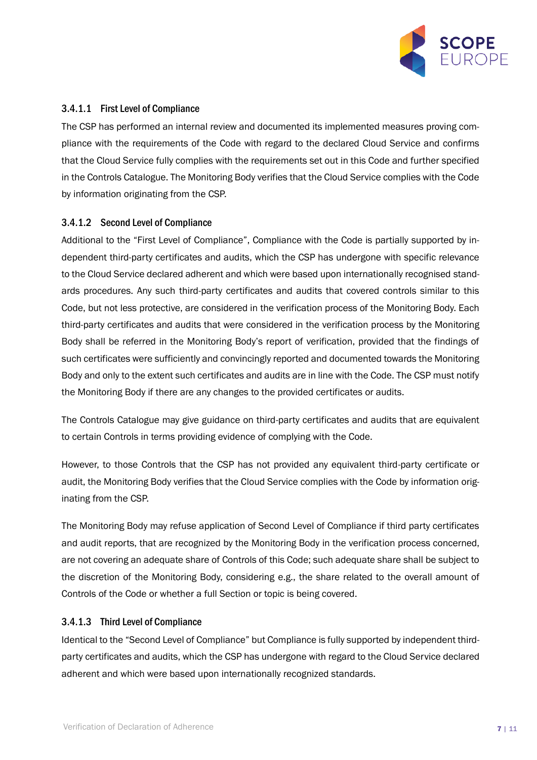#### 3.4.1.1 First Level of Compliance

The CSP has performed an internal review and documented its implemented measures proving compliance with the requirements of the Code with regard to the declared Cloud Service and confirms that the Cloud Service fully complies with the requirements set out in this Code and further specified in the Controls Catalogue. The Monitoring Body verifies that the Cloud Service complies with the Code by information originating from the CSP.

#### 3.4.1.2 Second Level of Compliance

Additional to the "First Level of Compliance", Compliance with the Code is partially supported by independent third-party certificates and audits, which the CSP has undergone with specific relevance to the Cloud Service declared adherent and which were based upon internationally recognised standards procedures. Any such third-party certificates and audits that covered controls similar to this Code, but not less protective, are considered in the verification process of the Monitoring Body. Each third-party certificates and audits that were considered in the verification process by the Monitoring Body shall be referred in the Monitoring Body's report of verification, provided that the findings of such certificates were sufficiently and convincingly reported and documented towards the Monitoring Body and only to the extent such certificates and audits are in line with the Code. The CSP must notify the Monitoring Body if there are any changes to the provided certificates or audits.

The Controls Catalogue may give guidance on third-party certificates and audits that are equivalent to certain Controls in terms providing evidence of complying with the Code.

However, to those Controls that the CSP has not provided any equivalent third-party certificate or audit, the Monitoring Body verifies that the Cloud Service complies with the Code by information originating from the CSP.

The Monitoring Body may refuse application of Second Level of Compliance if third party certificates and audit reports, that are recognized by the Monitoring Body in the verification process concerned, are not covering an adequate share of Controls of this Code; such adequate share shall be subject to the discretion of the Monitoring Body, considering e.g., the share related to the overall amount of Controls of the Code or whether a full Section or topic is being covered.

#### 3.4.1.3 Third Level of Compliance

Identical to the "Second Level of Compliance" but Compliance is fully supported by independent third-party certificates and audits, which the CSP has undergone with regard to the Cloud Service declared adherent and which were based upon internationally recognized standards.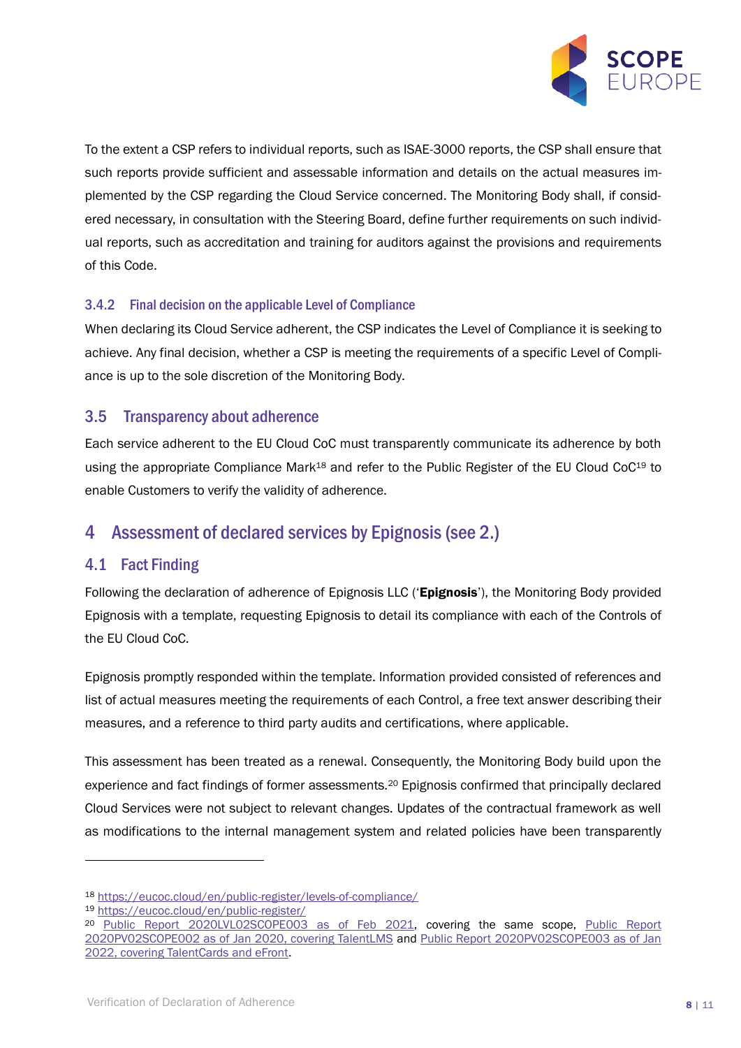To the extent a CSP refers to individual reports, such as ISAE-3000 reports, the CSP shall ensure that such reports provide sufficient and assessable information and details on the actual measures implemented by the CSP regarding the Cloud Service concerned. The Monitoring Body shall, if considered necessary, in consultation with the Steering Board, define further requirements on such individual reports, such as accreditation and training for auditors against the provisions and requirements of this Code.

### 3.4.2 Final decision on the applicable Level of Compliance

When declaring its Cloud Service adherent, the CSP indicates the Level of Compliance it is seeking to achieve. Any final decision, whether a CSP is meeting the requirements of a specific Level of Compliance is up to the sole discretion of the Monitoring Body.

## 3.5 Transparency about adherence

Each service adherent to the EU Cloud CoC must transparently communicate its adherence by both using the appropriate Compliance Mark[18] and refer to the Public Register of the EU Cloud CoC[19] to enable Customers to verify the validity of adherence.

# 4 Assessment of declared services by Epignosis (see 2.)

## 4.1 Fact Finding

Following the declaration of adherence of Epignosis LLC ('**Epignosis**'), the Monitoring Body provided Epignosis with a template, requesting Epignosis to detail its compliance with each of the Controls of the EU Cloud CoC.

Epignosis promptly responded within the template. Information provided consisted of references and list of actual measures meeting the requirements of each Control, a free text answer describing their measures, and a reference to third party audits and certifications, where applicable.

This assessment has been treated as a renewal. Consequently, the Monitoring Body build upon the experience and fact findings of former assessments.[20] Epignosis confirmed that principally declared Cloud Services were not subject to relevant changes. Updates of the contractual framework as well as modifications to the internal management system and related policies have been transparently

---

[18] https://eucoc.cloud/en/public-register/levels-of-compliance/

[19] https://eucoc.cloud/en/public-register/

[20] Public Report 2020LVL02SCOPE003 as of Feb 2021, covering the same scope, Public Report 2020PV02SCOPE002 as of Jan 2020, covering TalentLMS and Public Report 2020PV02SCOPE003 as of Jan 2022, covering TalentCards and eFront.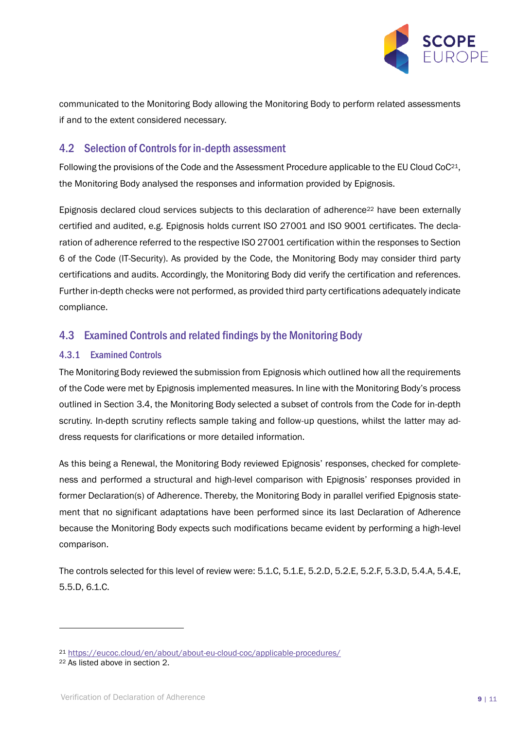communicated to the Monitoring Body allowing the Monitoring Body to perform related assessments if and to the extent considered necessary.

## 4.2 Selection of Controls for in-depth assessment

Following the provisions of the Code and the Assessment Procedure applicable to the EU Cloud CoC[21], the Monitoring Body analysed the responses and information provided by Epignosis.

Epignosis declared cloud services subjects to this declaration of adherence[22] have been externally certified and audited, e.g. Epignosis holds current ISO 27001 and ISO 9001 certificates. The declaration of adherence referred to the respective ISO 27001 certification within the responses to Section 6 of the Code (IT-Security). As provided by the Code, the Monitoring Body may consider third party certifications and audits. Accordingly, the Monitoring Body did verify the certification and references. Further in-depth checks were not performed, as provided third party certifications adequately indicate compliance.

## 4.3 Examined Controls and related findings by the Monitoring Body

### 4.3.1 Examined Controls

The Monitoring Body reviewed the submission from Epignosis which outlined how all the requirements of the Code were met by Epignosis implemented measures. In line with the Monitoring Body's process outlined in Section 3.4, the Monitoring Body selected a subset of controls from the Code for in-depth scrutiny. In-depth scrutiny reflects sample taking and follow-up questions, whilst the latter may address requests for clarifications or more detailed information.

As this being a Renewal, the Monitoring Body reviewed Epignosis' responses, checked for completeness and performed a structural and high-level comparison with Epignosis' responses provided in former Declaration(s) of Adherence. Thereby, the Monitoring Body in parallel verified Epignosis statement that no significant adaptations have been performed since its last Declaration of Adherence because the Monitoring Body expects such modifications became evident by performing a high-level comparison.

The controls selected for this level of review were: 5.1.C, 5.1.E, 5.2.D, 5.2.E, 5.2.F, 5.3.D, 5.4.A, 5.4.E, 5.5.D, 6.1.C.

---

[21] https://eucoc.cloud/en/about/about-eu-cloud-coc/applicable-procedures/

[22] As listed above in section 2.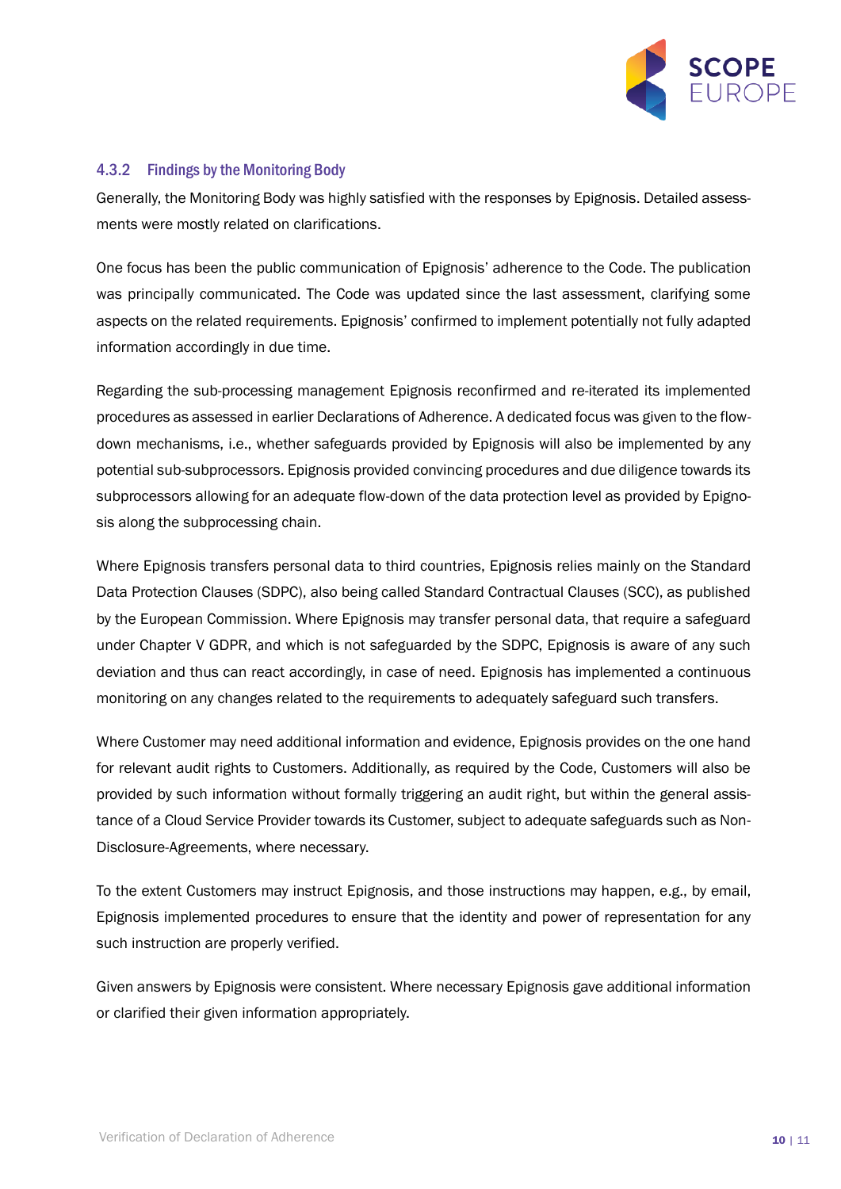### 4.3.2 Findings by the Monitoring Body

Generally, the Monitoring Body was highly satisfied with the responses by Epignosis. Detailed assessments were mostly related on clarifications.

One focus has been the public communication of Epignosis' adherence to the Code. The publication was principally communicated. The Code was updated since the last assessment, clarifying some aspects on the related requirements. Epignosis' confirmed to implement potentially not fully adapted information accordingly in due time.

Regarding the sub-processing management Epignosis reconfirmed and re-iterated its implemented procedures as assessed in earlier Declarations of Adherence. A dedicated focus was given to the flow-down mechanisms, i.e., whether safeguards provided by Epignosis will also be implemented by any potential sub-subprocessors. Epignosis provided convincing procedures and due diligence towards its subprocessors allowing for an adequate flow-down of the data protection level as provided by Epignosis along the subprocessing chain.

Where Epignosis transfers personal data to third countries, Epignosis relies mainly on the Standard Data Protection Clauses (SDPC), also being called Standard Contractual Clauses (SCC), as published by the European Commission. Where Epignosis may transfer personal data, that require a safeguard under Chapter V GDPR, and which is not safeguarded by the SDPC, Epignosis is aware of any such deviation and thus can react accordingly, in case of need. Epignosis has implemented a continuous monitoring on any changes related to the requirements to adequately safeguard such transfers.

Where Customer may need additional information and evidence, Epignosis provides on the one hand for relevant audit rights to Customers. Additionally, as required by the Code, Customers will also be provided by such information without formally triggering an audit right, but within the general assistance of a Cloud Service Provider towards its Customer, subject to adequate safeguards such as Non-Disclosure-Agreements, where necessary.

To the extent Customers may instruct Epignosis, and those instructions may happen, e.g., by email, Epignosis implemented procedures to ensure that the identity and power of representation for any such instruction are properly verified.

Given answers by Epignosis were consistent. Where necessary Epignosis gave additional information or clarified their given information appropriately.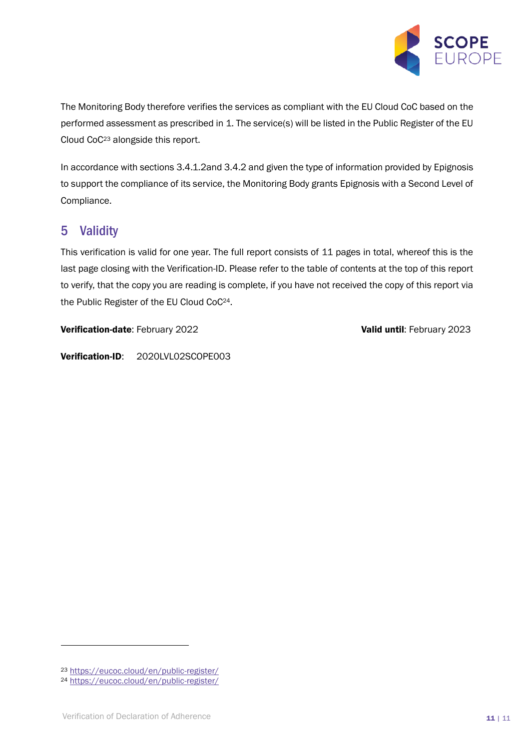The Monitoring Body therefore verifies the services as compliant with the EU Cloud CoC based on the performed assessment as prescribed in 1. The service(s) will be listed in the Public Register of the EU Cloud CoC[23] alongside this report.

In accordance with sections 3.4.1.2and 3.4.2 and given the type of information provided by Epignosis to support the compliance of its service, the Monitoring Body grants Epignosis with a Second Level of Compliance.

## 5 Validity

This verification is valid for one year. The full report consists of 11 pages in total, whereof this is the last page closing with the Verification-ID. Please refer to the table of contents at the top of this report to verify, that the copy you are reading is complete, if you have not received the copy of this report via the Public Register of the EU Cloud CoC[24].

**Verification-date**: February 2022 **Valid until**: February 2023

**Verification-ID**: 2020LVL02SCOPE003

[23] https://eucoc.cloud/en/public-register/

[24] https://eucoc.cloud/en/public-register/